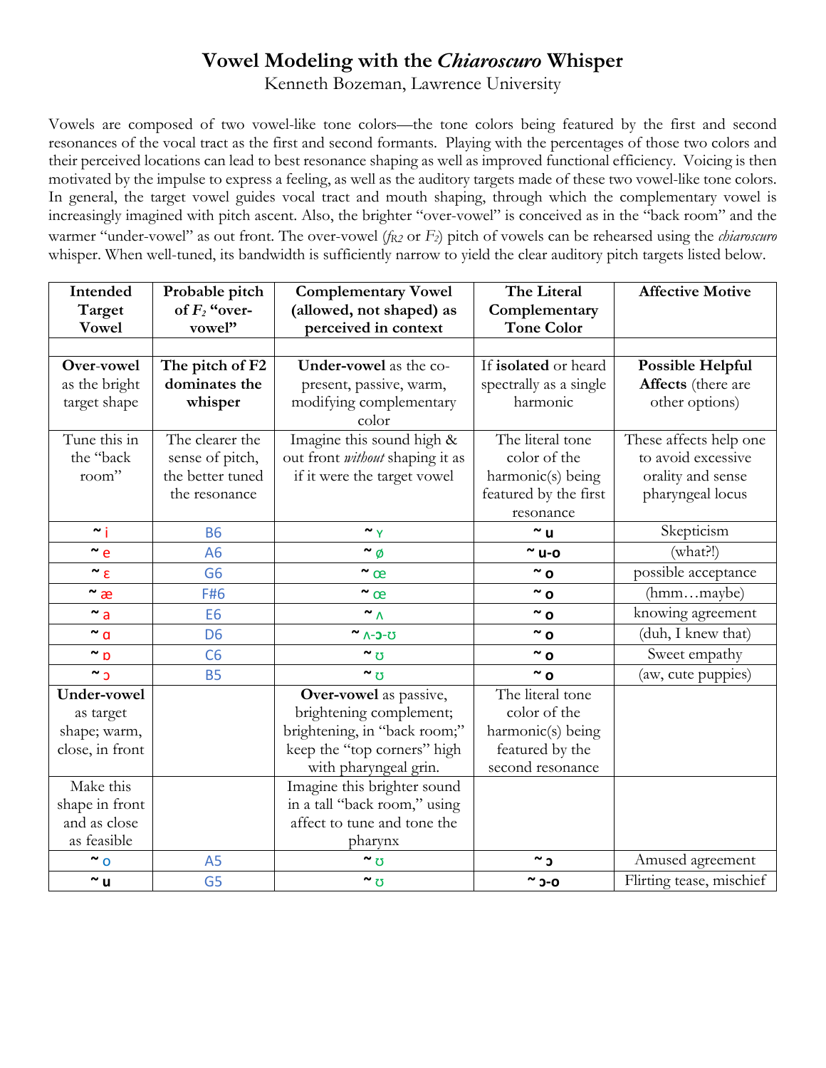# Vowel Modeling with the *Chiaroscuro* Whisper

Kenneth Bozeman, Lawrence University

Vowels are composed of two vowel-like tone colors—the tone colors being featured by the first and second resonances of the vocal tract as the first and second formants. Playing with the percentages of those two colors and their perceived locations can lead to best resonance shaping as well as improved functional efficiency. Voicing is then motivated by the impulse to express a feeling, as well as the auditory targets made of these two vowel-like tone colors. In general, the target vowel guides vocal tract and mouth shaping, through which the complementary vowel is increasingly imagined with pitch ascent. Also, the brighter "over-vowel" is conceived as in the "back room" and the warmer "under-vowel" as out front. The over-vowel ($f_{R2}$ or $F_2$) pitch of vowels can be rehearsed using the *chiaroscuro* whisper. When well-tuned, its bandwidth is sufficiently narrow to yield the clear auditory pitch targets listed below.

| Intended Target Vowel | Probable pitch of $F_2$ "over-vowel" | Complementary Vowel (allowed, not shaped) as perceived in context | The Literal Complementary Tone Color | Affective Motive |
|---|---|---|---|---|
| | | | | |
| **Over-vowel** as the bright target shape | **The pitch of F2 dominates the whisper** | **Under-vowel** as the co-present, passive, warm, modifying complementary color | If **isolated** or heard spectrally as a single harmonic | **Possible Helpful Affects** (there are other options) |
| Tune this in the "back room" | The clearer the sense of pitch, the better tuned the resonance | Imagine this sound high & out front *without* shaping it as if it were the target vowel | The literal tone color of the harmonic(s) being featured by the first resonance | These affects help one to avoid excessive orality and sense pharyngeal locus |
| **~** i | B6 | **~** ʏ | **~ u** | Skepticism |
| **~** e | A6 | **~** ø | **~ u-o** | (what?!) |
| **~** ɛ | G6 | **~** œ | **~ o** | possible acceptance |
| **~** æ | F#6 | **~** œ | **~ o** | (hmm…maybe) |
| **~** a | E6 | **~** ʌ | **~ o** | knowing agreement |
| **~** ɑ | D6 | **~** ʌ-ɔ-ʊ | **~ o** | (duh, I knew that) |
| **~** ɒ | C6 | **~** ʊ | **~ o** | Sweet empathy |
| **~** ɔ | B5 | **~** ʊ | **~ o** | (aw, cute puppies) |
| **Under-vowel** as target shape; warm, close, in front | | **Over-vowel** as passive, brightening complement; brightening, in "back room;" keep the "top corners" high with pharyngeal grin. | The literal tone color of the harmonic(s) being featured by the second resonance | |
| Make this shape in front and as close as feasible | | Imagine this brighter sound in a tall "back room," using affect to tune and tone the pharynx | | |
| **~** o | A5 | **~** ʊ | **~ ɔ** | Amused agreement |
| **~ u** | G5 | **~** ʊ | **~ ɔ-o** | Flirting tease, mischief |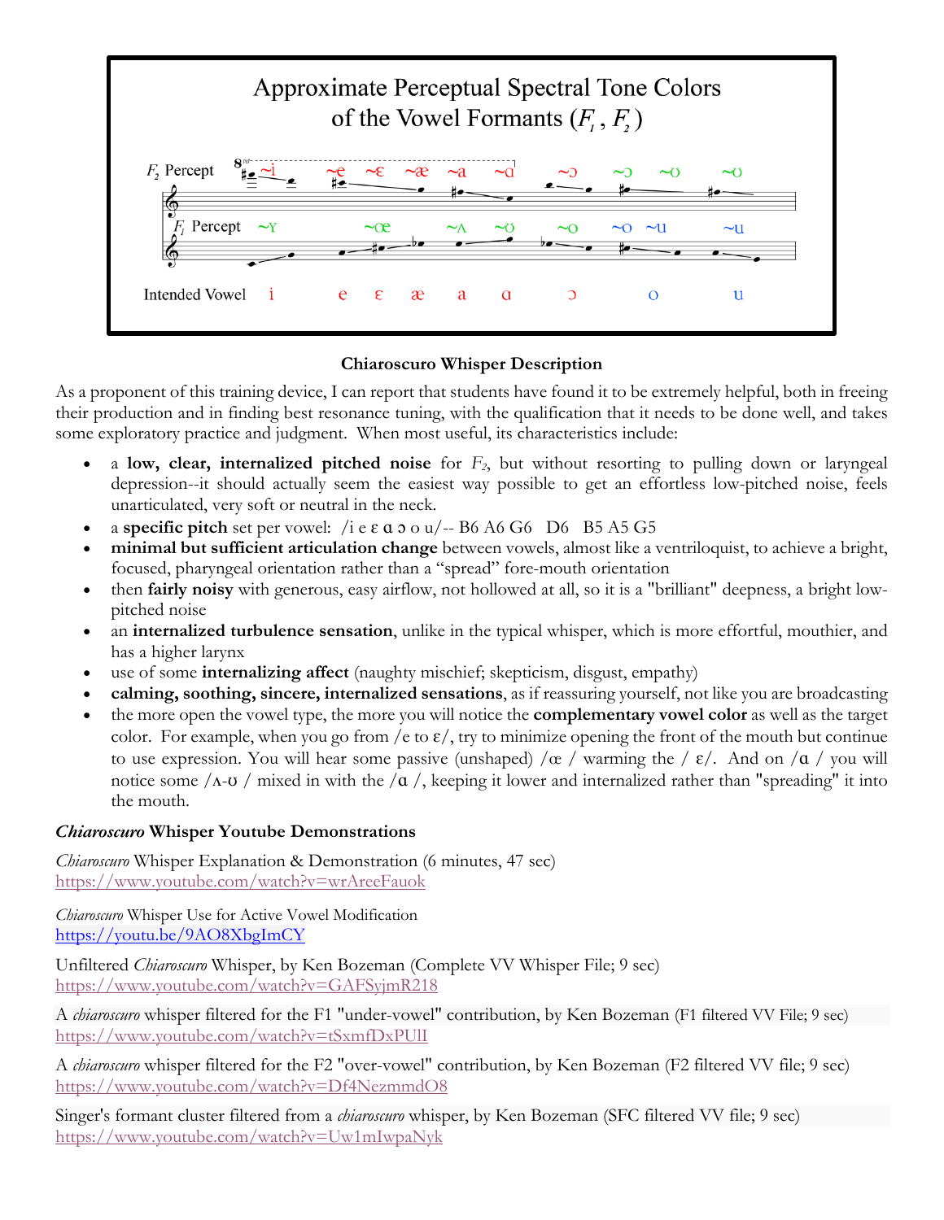## Approximate Perceptual Spectral Tone Colors of the Vowel Formants ($F_1$, $F_2$)

$F_2$ Percept: ~i ~e ~ɛ ~æ ~a ~ɑ ~ɔ ~ɔ ~ʊ ~ʊ

$F_1$ Percept: ~Y ~œ ~ʌ ~ʊ ~o ~o ~u ~u

Intended Vowel: i e ɛ æ a ɑ ɔ o u

**Chiaroscuro Whisper Description**

As a proponent of this training device, I can report that students have found it to be extremely helpful, both in freeing their production and in finding best resonance tuning, with the qualification that it needs to be done well, and takes some exploratory practice and judgment. When most useful, its characteristics include:

- a **low, clear, internalized pitched noise** for $F_2$, but without resorting to pulling down or laryngeal depression--it should actually seem the easiest way possible to get an effortless low-pitched noise, feels unarticulated, very soft or neutral in the neck.
- a **specific pitch** set per vowel: /i e ɛ ɑ ɔ o u/-- B6 A6 G6 D6 B5 A5 G5
- **minimal but sufficient articulation change** between vowels, almost like a ventriloquist, to achieve a bright, focused, pharyngeal orientation rather than a "spread" fore-mouth orientation
- then **fairly noisy** with generous, easy airflow, not hollowed at all, so it is a "brilliant" deepness, a bright low-pitched noise
- an **internalized turbulence sensation**, unlike in the typical whisper, which is more effortful, mouthier, and has a higher larynx
- use of some **internalizing affect** (naughty mischief; skepticism, disgust, empathy)
- **calming, soothing, sincere, internalized sensations**, as if reassuring yourself, not like you are broadcasting
- the more open the vowel type, the more you will notice the **complementary vowel color** as well as the target color. For example, when you go from /e to ɛ/, try to minimize opening the front of the mouth but continue to use expression. You will hear some passive (unshaped) /œ / warming the / ɛ/. And on /ɑ / you will notice some /ʌ-ʊ / mixed in with the /ɑ /, keeping it lower and internalized rather than "spreading" it into the mouth.

### ***Chiaroscuro* Whisper Youtube Demonstrations**

*Chiaroscuro* Whisper Explanation & Demonstration (6 minutes, 47 sec)
https://www.youtube.com/watch?v=wrAreeFauok

*Chiaroscuro* Whisper Use for Active Vowel Modification
https://youtu.be/9AO8XbgImCY

Unfiltered *Chiaroscuro* Whisper, by Ken Bozeman (Complete VV Whisper File; 9 sec)
https://www.youtube.com/watch?v=GAFSyjmR218

A *chiaroscuro* whisper filtered for the F1 "under-vowel" contribution, by Ken Bozeman (F1 filtered VV File; 9 sec)
https://www.youtube.com/watch?v=tSxmfDxPUlI

A *chiaroscuro* whisper filtered for the F2 "over-vowel" contribution, by Ken Bozeman (F2 filtered VV file; 9 sec)
https://www.youtube.com/watch?v=Df4NezmmdO8

Singer's formant cluster filtered from a *chiaroscuro* whisper, by Ken Bozeman (SFC filtered VV file; 9 sec)
https://www.youtube.com/watch?v=Uw1mIwpaNyk